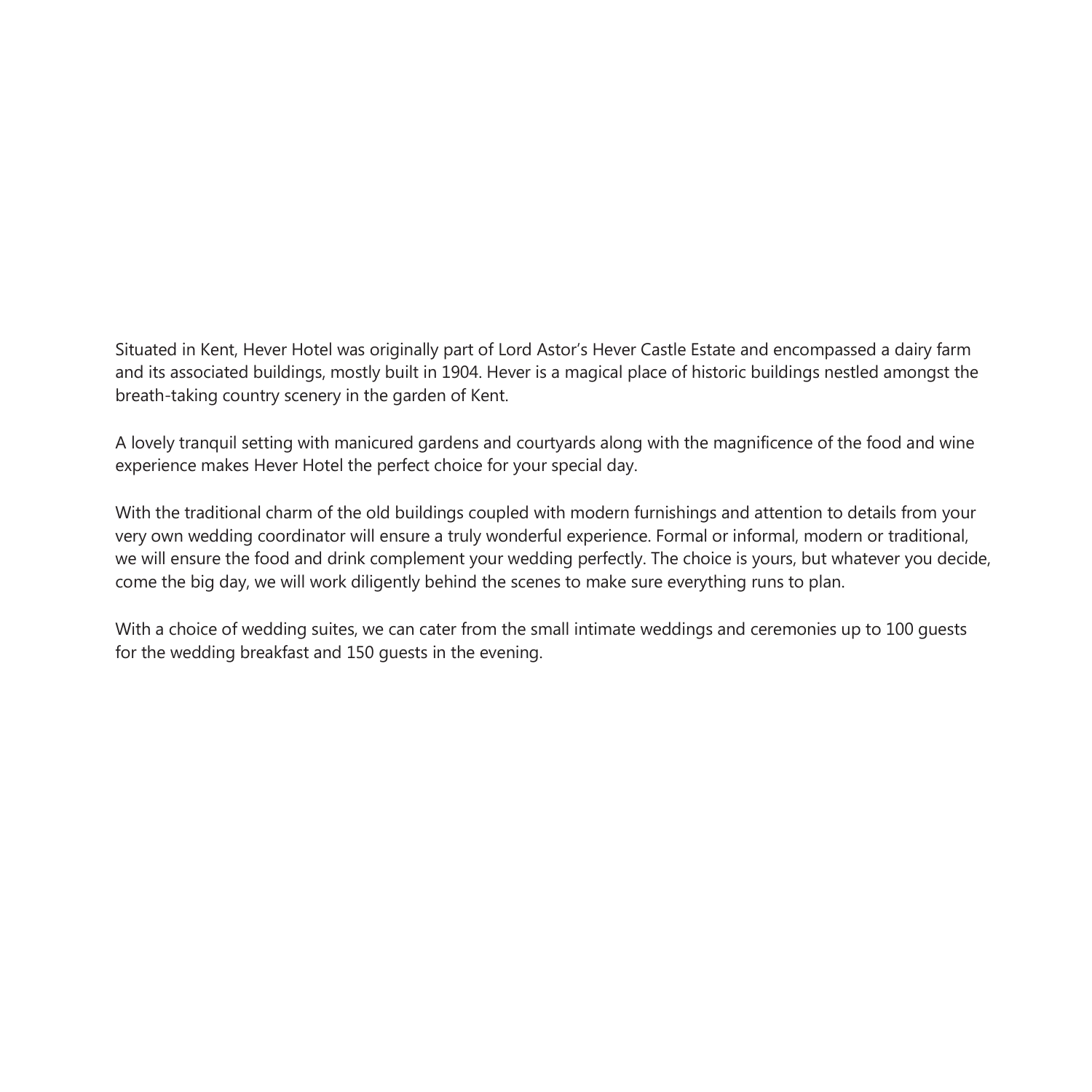Situated in Kent, Hever Hotel was originally part of Lord Astor's Hever Castle Estate and encompassed a dairy farm and its associated buildings, mostly built in 1904. Hever is a magical place of historic buildings nestled amongst the breath-taking country scenery in the garden of Kent.

A lovely tranquil setting with manicured gardens and courtyards along with the magnificence of the food and wine experience makes Hever Hotel the perfect choice for your special day.

With the traditional charm of the old buildings coupled with modern furnishings and attention to details from your very own wedding coordinator will ensure a truly wonderful experience. Formal or informal, modern or traditional, we will ensure the food and drink complement your wedding perfectly. The choice is yours, but whatever you decide, come the big day, we will work diligently behind the scenes to make sure everything runs to plan.

With a choice of wedding suites, we can cater from the small intimate weddings and ceremonies up to 100 guests for the wedding breakfast and 150 guests in the evening.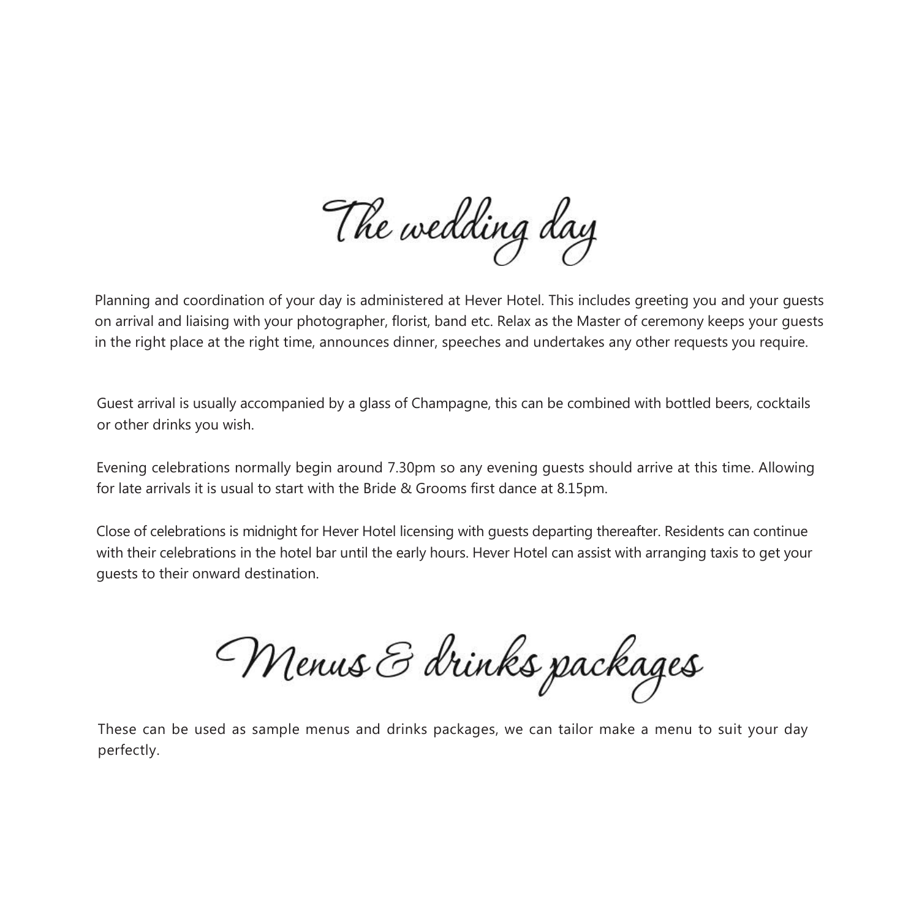# The wedding day

Planning and coordination of your day is administered at Hever Hotel. This includes greeting you and your guests on arrival and liaising with your photographer, florist, band etc. Relax as the Master of ceremony keeps your guests in the right place at the right time, announces dinner, speeches and undertakes any other requests you require.

Guest arrival is usually accompanied by a glass of Champagne, this can be combined with bottled beers, cocktails or other drinks you wish.

Evening celebrations normally begin around 7.30pm so any evening guests should arrive at this time. Allowing for late arrivals it is usual to start with the Bride & Grooms first dance at 8.15pm.

Close of celebrations is midnight for Hever Hotel licensing with guests departing thereafter. Residents can continue with their celebrations in the hotel bar until the early hours. Hever Hotel can assist with arranging taxis to get your guests to their onward destination.

# Menus & drinks packages

These can be used as sample menus and drinks packages, we can tailor make a menu to suit your day perfectly.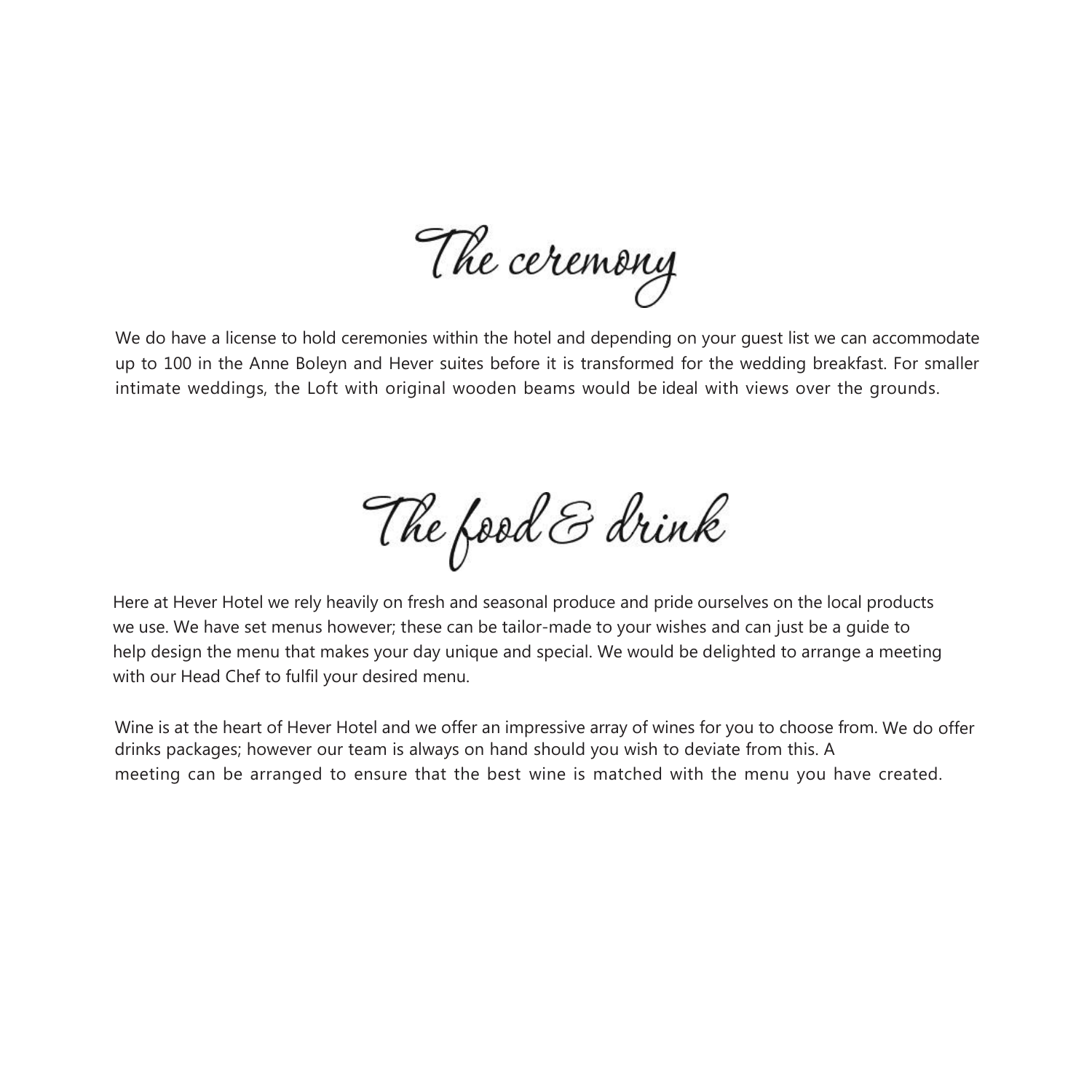# The ceremony

We do have a license to hold ceremonies within the hotel and depending on your guest list we can accommodate up to 100 in the Anne Boleyn and Hever suites before it is transformed for the wedding breakfast. For smaller intimate weddings, the Loft with original wooden beams would be ideal with views over the grounds.

# The food & drink

Here at Hever Hotel we rely heavily on fresh and seasonal produce and pride ourselves on the local products we use. We have set menus however; these can be tailor-made to your wishes and can just be a guide to help design the menu that makes your day unique and special. We would be delighted to arrange a meeting with our Head Chef to fulfil your desired menu.

Wine is at the heart of Hever Hotel and we offer an impressive array of wines for you to choose from. We do offer drinks packages; however our team is always on hand should you wish to deviate from this. A meeting can be arranged to ensure that the best wine is matched with the menu you have created.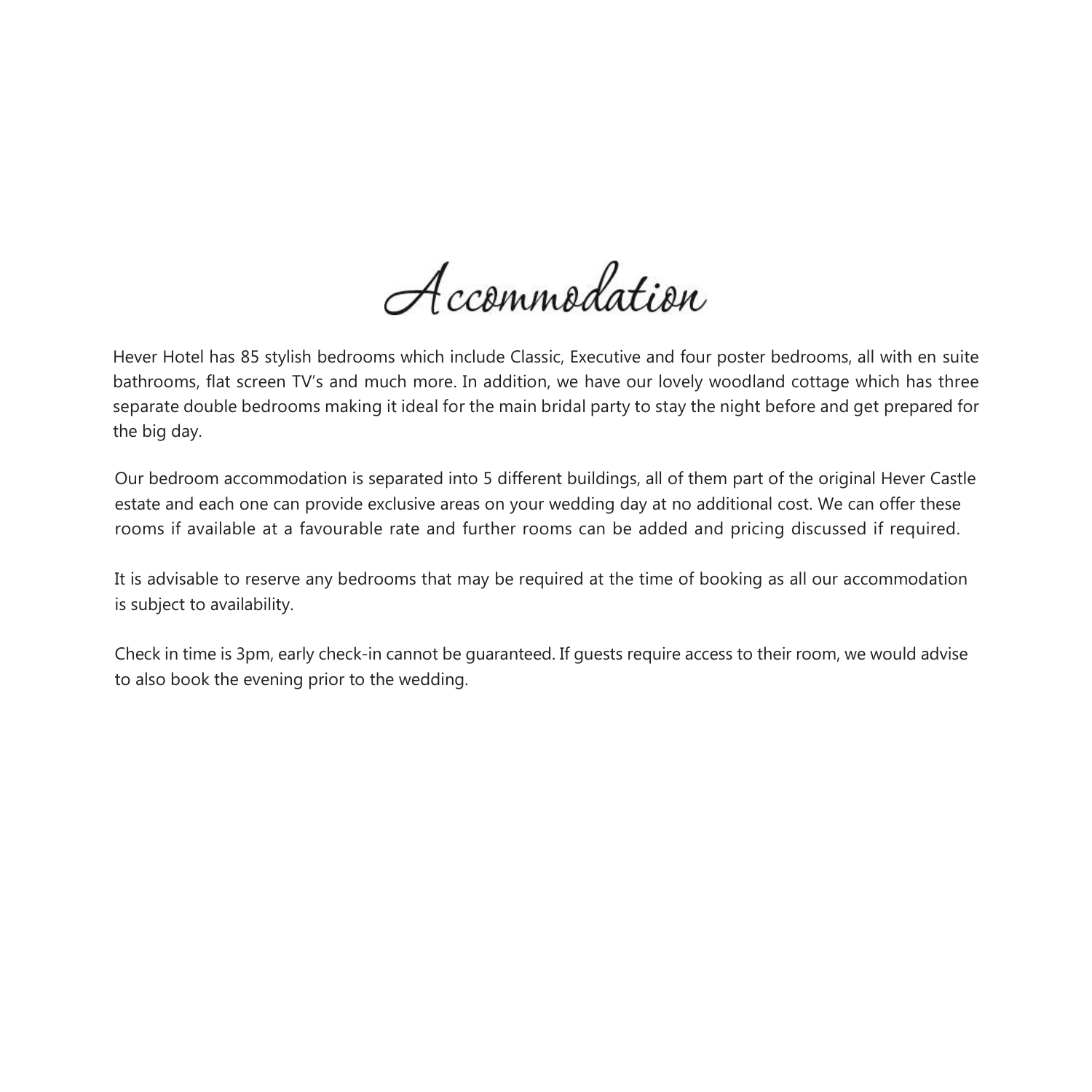# Accommodation

Hever Hotel has 85 stylish bedrooms which include Classic, Executive and four poster bedrooms, all with en suite bathrooms, flat screen TV's and much more. In addition, we have our lovely woodland cottage which has three separate double bedrooms making it ideal for the main bridal party to stay the night before and get prepared for the big day.

Our bedroom accommodation is separated into 5 different buildings, all of them part of the original Hever Castle estate and each one can provide exclusive areas on your wedding day at no additional cost. We can offer these rooms if available at a favourable rate and further rooms can be added and pricing discussed if required.

It is advisable to reserve any bedrooms that may be required at the time of booking as all our accommodation is subject to availability.

Check in time is 3pm, early check-in cannot be guaranteed. If guests require access to their room, we would advise to also book the evening prior to the wedding.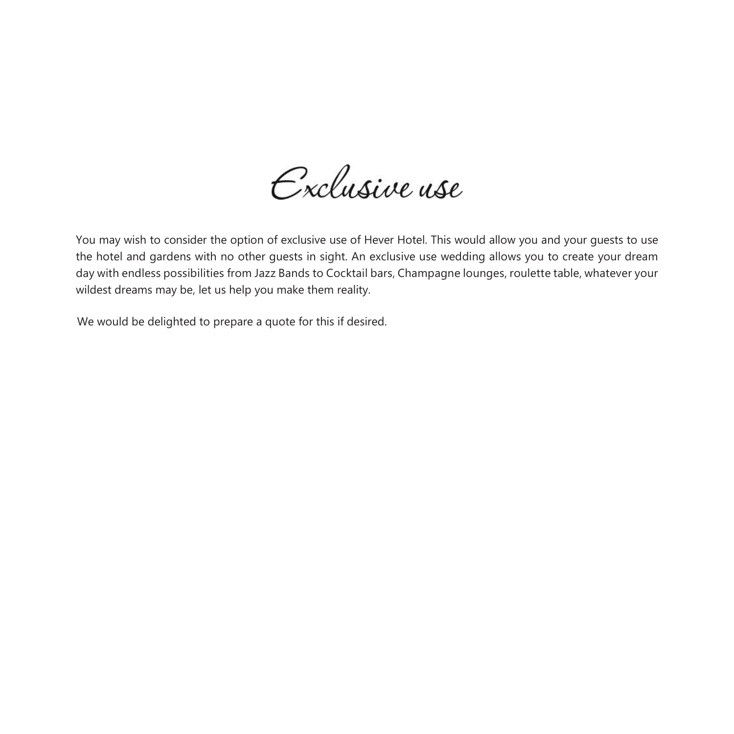# Exclusive use

You may wish to consider the option of exclusive use of Hever Hotel. This would allow you and your guests to use the hotel and gardens with no other guests in sight. An exclusive use wedding allows you to create your dream day with endless possibilities from Jazz Bands to Cocktail bars, Champagne lounges, roulette table, whatever your wildest dreams may be, let us help you make them reality.

We would be delighted to prepare a quote for this if desired.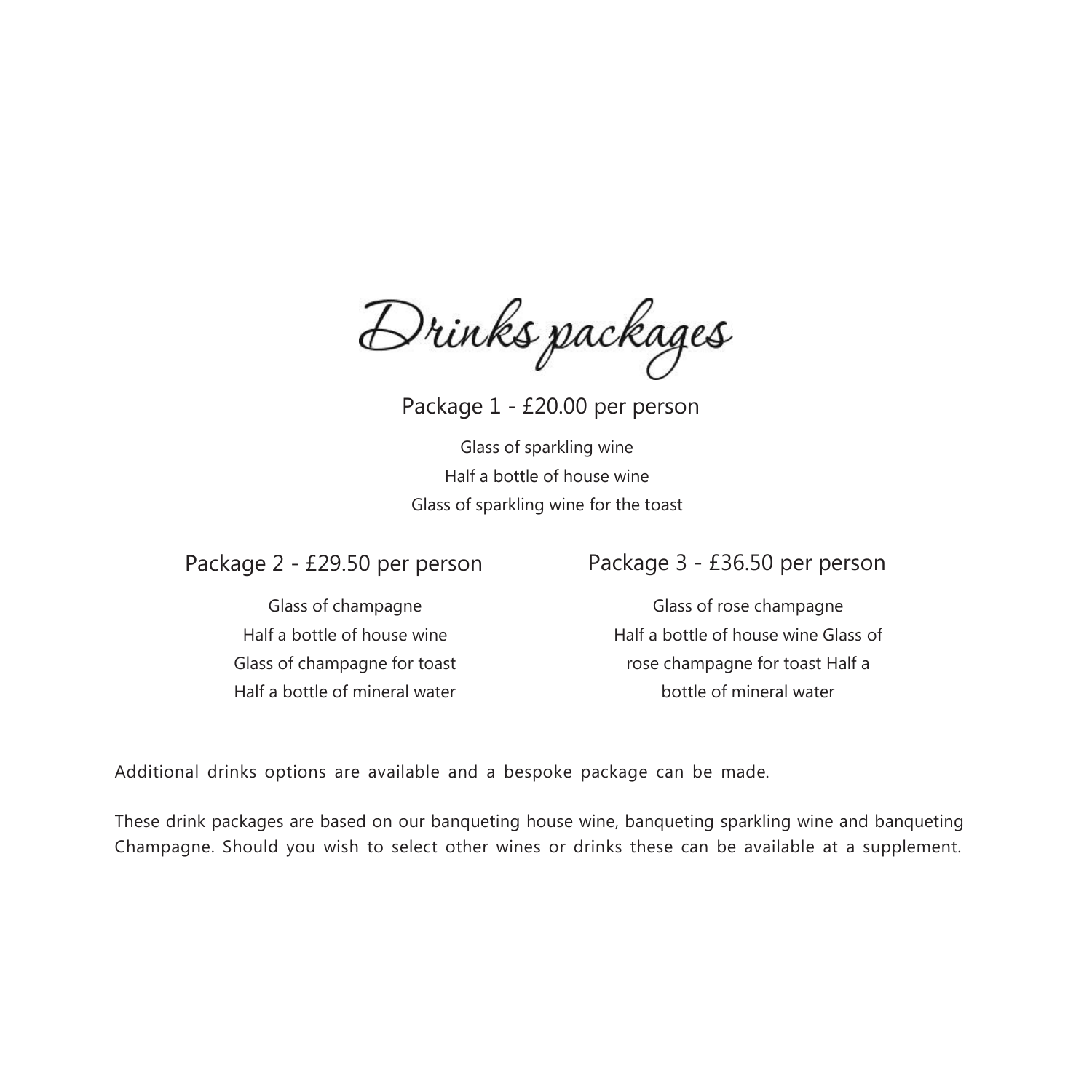# Drinks packages

## Package 1 - £20.00 per person

Glass of sparkling wine
Half a bottle of house wine
Glass of sparkling wine for the toast

## Package 2 - £29.50 per person

Glass of champagne
Half a bottle of house wine
Glass of champagne for toast
Half a bottle of mineral water

## Package 3 - £36.50 per person

Glass of rose champagne
Half a bottle of house wine Glass of rose champagne for toast Half a bottle of mineral water

Additional drinks options are available and a bespoke package can be made.

These drink packages are based on our banqueting house wine, banqueting sparkling wine and banqueting Champagne. Should you wish to select other wines or drinks these can be available at a supplement.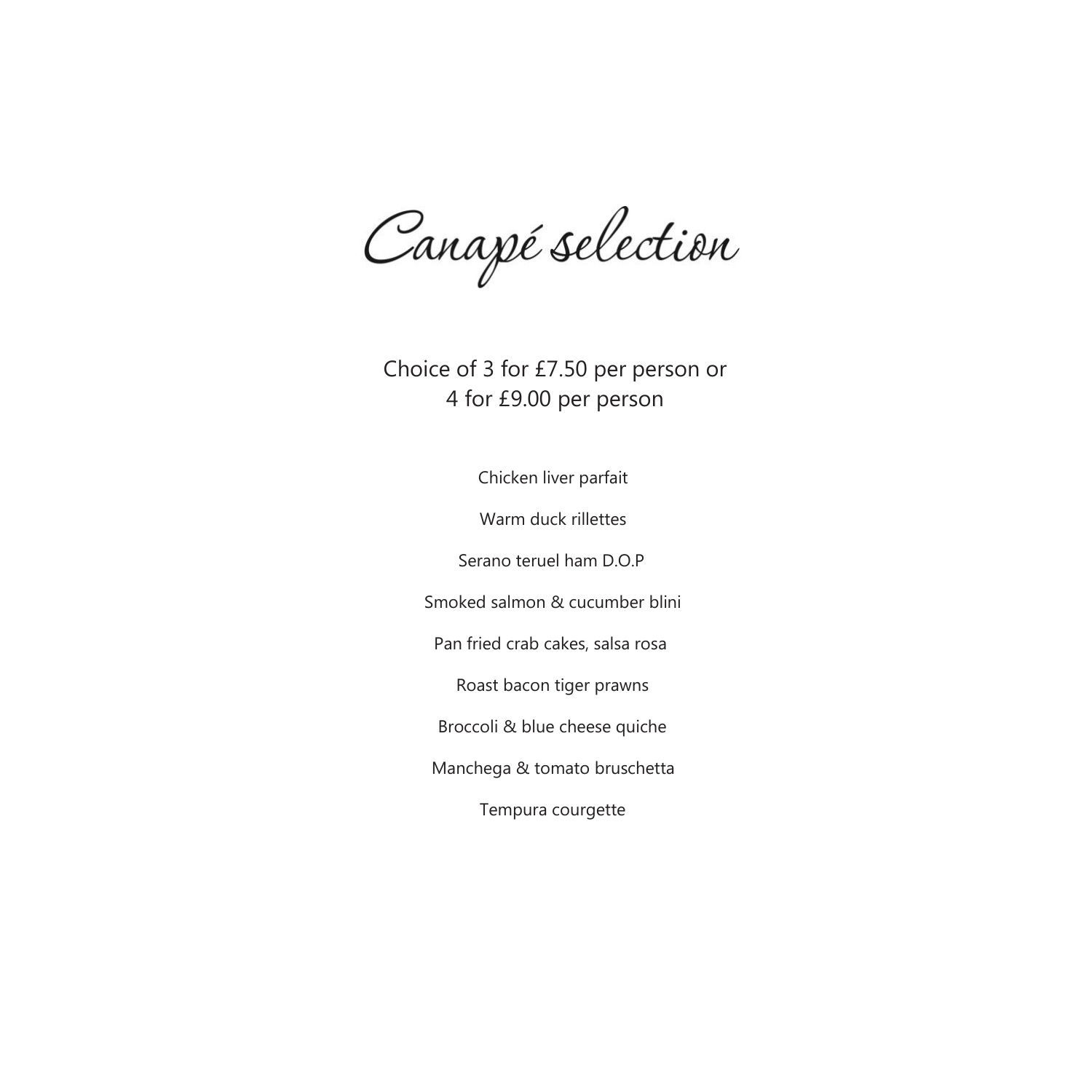# Canapé selection

Choice of 3 for £7.50 per person or
4 for £9.00 per person

Chicken liver parfait

Warm duck rillettes

Serano teruel ham D.O.P

Smoked salmon & cucumber blini

Pan fried crab cakes, salsa rosa

Roast bacon tiger prawns

Broccoli & blue cheese quiche

Manchega & tomato bruschetta

Tempura courgette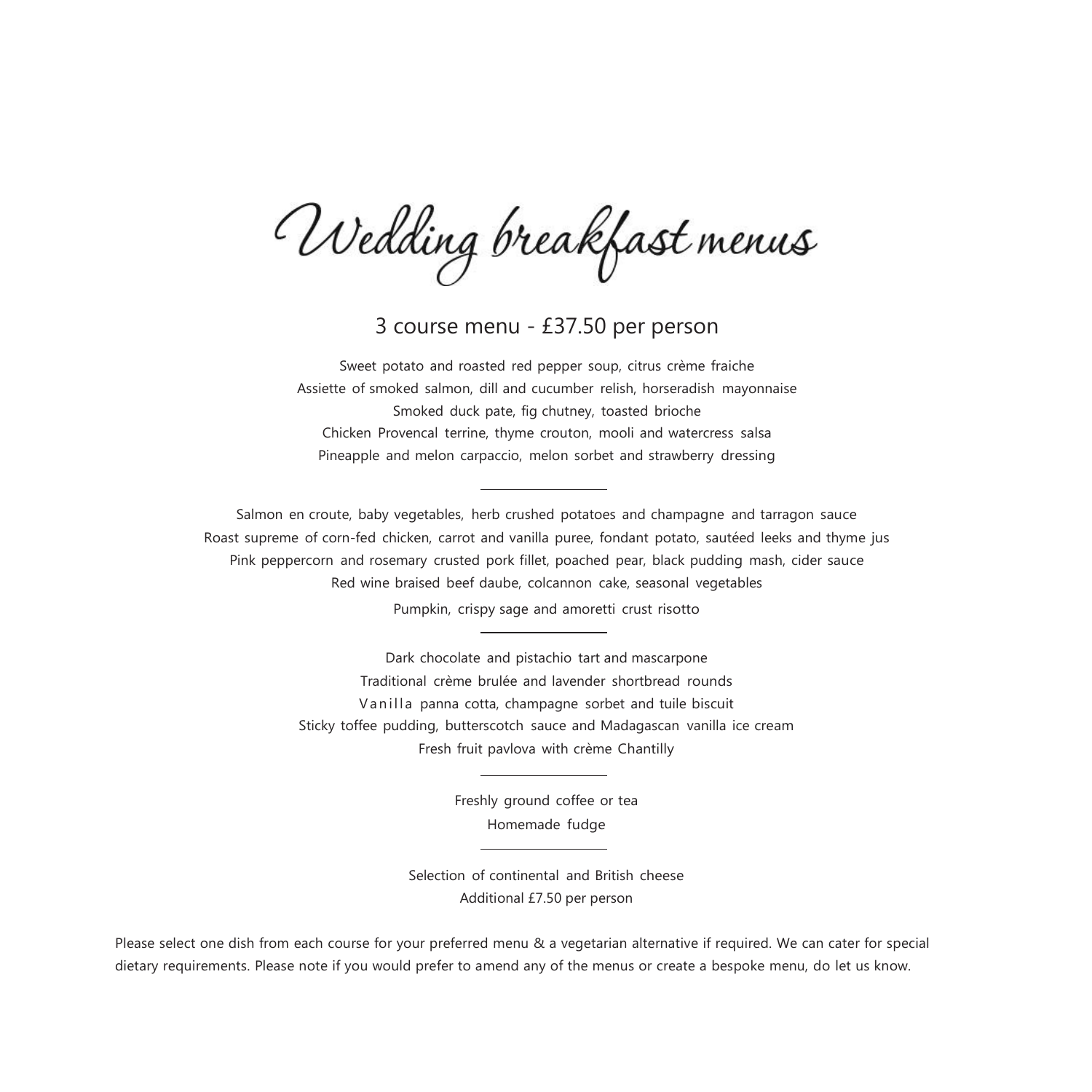# Wedding breakfast menus

## 3 course menu - £37.50 per person

Sweet potato and roasted red pepper soup, citrus crème fraiche
Assiette of smoked salmon, dill and cucumber relish, horseradish mayonnaise
Smoked duck pate, fig chutney, toasted brioche
Chicken Provencal terrine, thyme crouton, mooli and watercress salsa
Pineapple and melon carpaccio, melon sorbet and strawberry dressing

---

Salmon en croute, baby vegetables, herb crushed potatoes and champagne and tarragon sauce
Roast supreme of corn-fed chicken, carrot and vanilla puree, fondant potato, sautéed leeks and thyme jus
Pink peppercorn and rosemary crusted pork fillet, poached pear, black pudding mash, cider sauce
Red wine braised beef daube, colcannon cake, seasonal vegetables
Pumpkin, crispy sage and amoretti crust risotto

---

Dark chocolate and pistachio tart and mascarpone
Traditional crème brulée and lavender shortbread rounds
Vanilla panna cotta, champagne sorbet and tuile biscuit
Sticky toffee pudding, butterscotch sauce and Madagascan vanilla ice cream
Fresh fruit pavlova with crème Chantilly

---

Freshly ground coffee or tea
Homemade fudge

---

Selection of continental and British cheese
Additional £7.50 per person

Please select one dish from each course for your preferred menu & a vegetarian alternative if required. We can cater for special dietary requirements. Please note if you would prefer to amend any of the menus or create a bespoke menu, do let us know.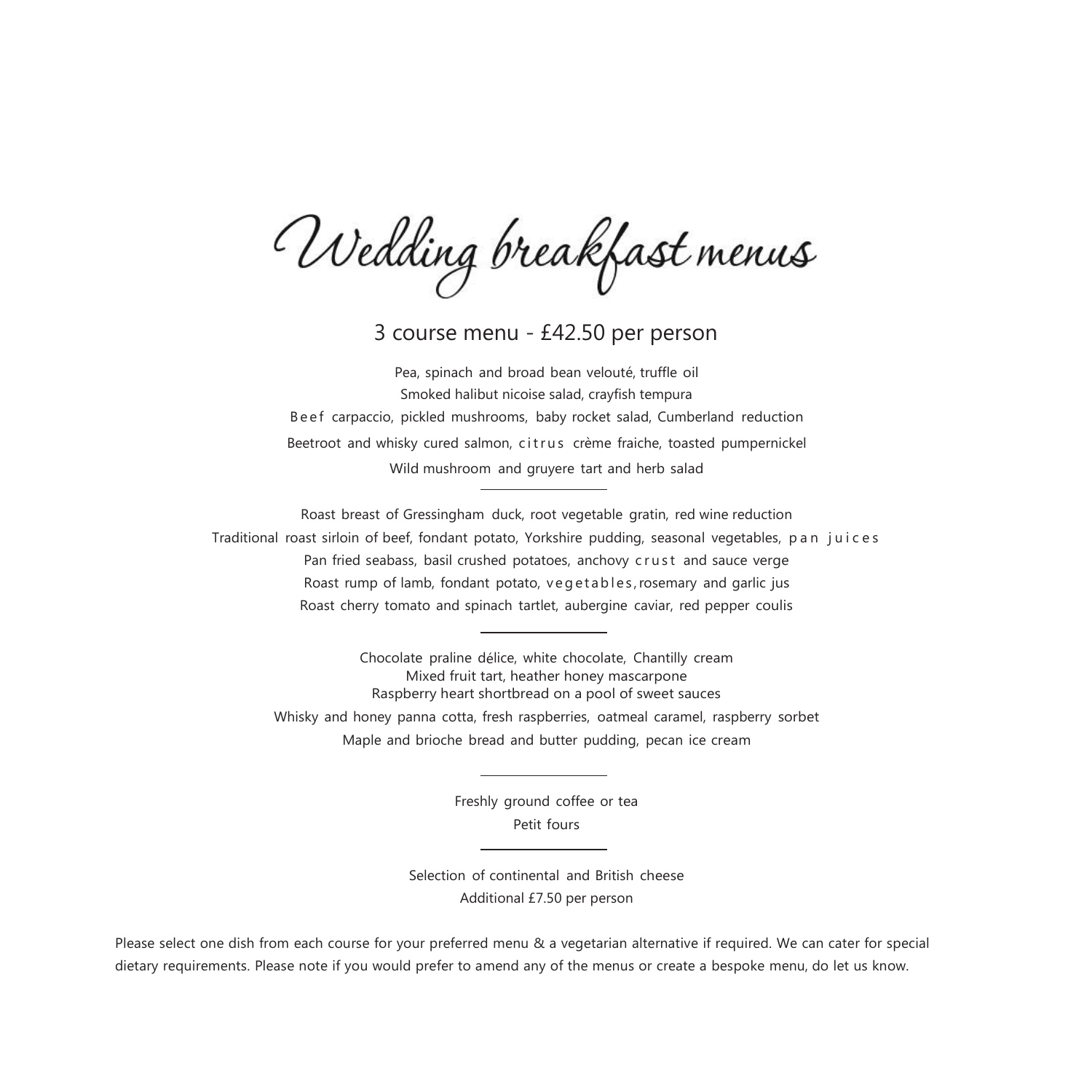# Wedding breakfast menus

## 3 course menu - £42.50 per person

Pea, spinach and broad bean velouté, truffle oil

Smoked halibut nicoise salad, crayfish tempura

Beef carpaccio, pickled mushrooms, baby rocket salad, Cumberland reduction

Beetroot and whisky cured salmon, citrus crème fraiche, toasted pumpernickel

Wild mushroom and gruyere tart and herb salad

---

Roast breast of Gressingham duck, root vegetable gratin, red wine reduction

Traditional roast sirloin of beef, fondant potato, Yorkshire pudding, seasonal vegetables, pan juices

Pan fried seabass, basil crushed potatoes, anchovy crust and sauce verge

Roast rump of lamb, fondant potato, vegetables, rosemary and garlic jus

Roast cherry tomato and spinach tartlet, aubergine caviar, red pepper coulis

---

Chocolate praline délice, white chocolate, Chantilly cream

Mixed fruit tart, heather honey mascarpone

Raspberry heart shortbread on a pool of sweet sauces

Whisky and honey panna cotta, fresh raspberries, oatmeal caramel, raspberry sorbet

Maple and brioche bread and butter pudding, pecan ice cream

---

Freshly ground coffee or tea

Petit fours

---

Selection of continental and British cheese

Additional £7.50 per person

Please select one dish from each course for your preferred menu & a vegetarian alternative if required. We can cater for special dietary requirements. Please note if you would prefer to amend any of the menus or create a bespoke menu, do let us know.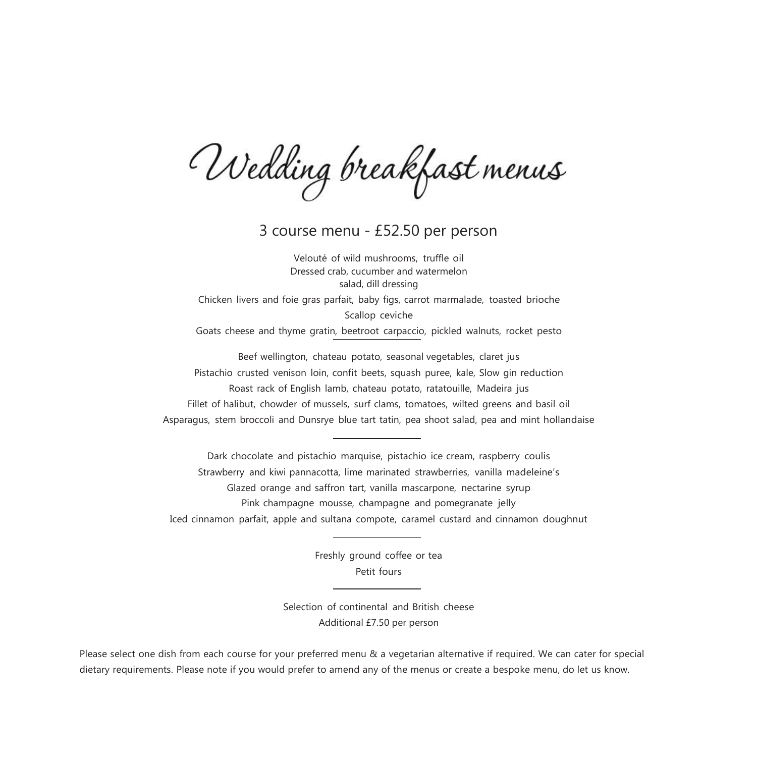# Wedding breakfast menus

## 3 course menu - £52.50 per person

Velouté of wild mushrooms, truffle oil
Dressed crab, cucumber and watermelon salad, dill dressing
Chicken livers and foie gras parfait, baby figs, carrot marmalade, toasted brioche
Scallop ceviche
Goats cheese and thyme gratin, beetroot carpaccio, pickled walnuts, rocket pesto

---

Beef wellington, chateau potato, seasonal vegetables, claret jus
Pistachio crusted venison loin, confit beets, squash puree, kale, Slow gin reduction
Roast rack of English lamb, chateau potato, ratatouille, Madeira jus
Fillet of halibut, chowder of mussels, surf clams, tomatoes, wilted greens and basil oil
Asparagus, stem broccoli and Dunsrye blue tart tatin, pea shoot salad, pea and mint hollandaise

---

Dark chocolate and pistachio marquise, pistachio ice cream, raspberry coulis
Strawberry and kiwi pannacotta, lime marinated strawberries, vanilla madeleine's
Glazed orange and saffron tart, vanilla mascarpone, nectarine syrup
Pink champagne mousse, champagne and pomegranate jelly
Iced cinnamon parfait, apple and sultana compote, caramel custard and cinnamon doughnut

---

Freshly ground coffee or tea
Petit fours

---

Selection of continental and British cheese
Additional £7.50 per person

Please select one dish from each course for your preferred menu & a vegetarian alternative if required. We can cater for special dietary requirements. Please note if you would prefer to amend any of the menus or create a bespoke menu, do let us know.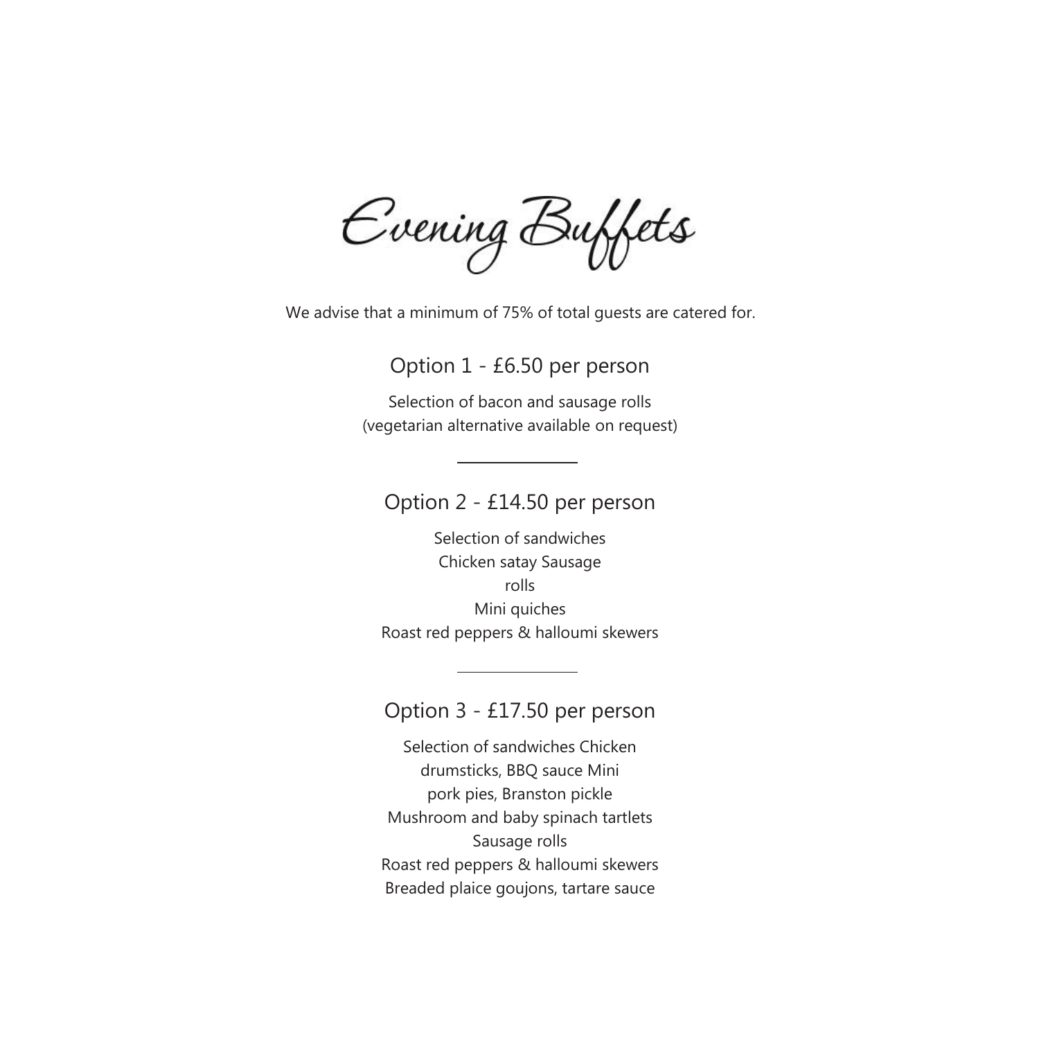# Evening Buffets

We advise that a minimum of 75% of total guests are catered for.

## Option 1 - £6.50 per person

Selection of bacon and sausage rolls
(vegetarian alternative available on request)

---

## Option 2 - £14.50 per person

Selection of sandwiches
Chicken satay Sausage
rolls
Mini quiches
Roast red peppers & halloumi skewers

---

## Option 3 - £17.50 per person

Selection of sandwiches Chicken
drumsticks, BBQ sauce Mini
pork pies, Branston pickle
Mushroom and baby spinach tartlets
Sausage rolls
Roast red peppers & halloumi skewers
Breaded plaice goujons, tartare sauce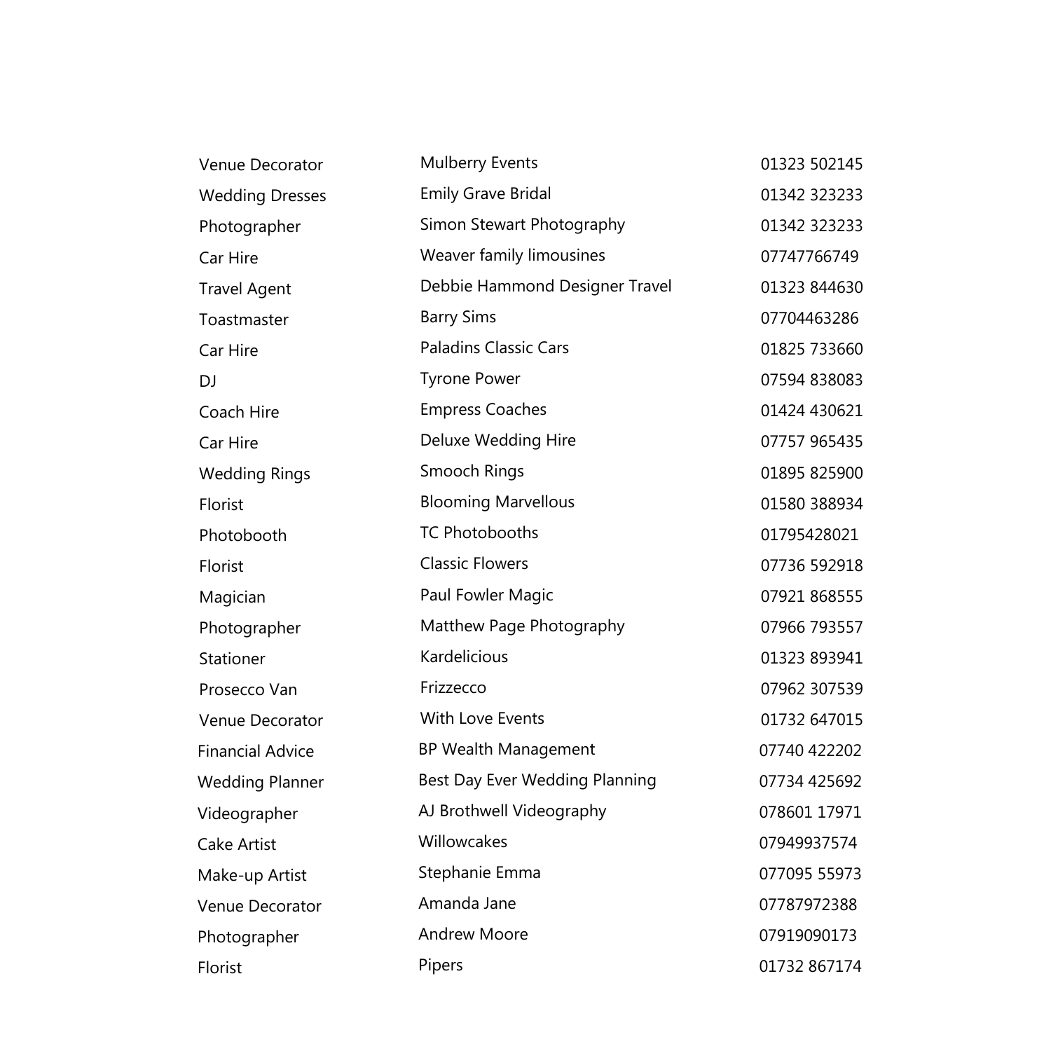| | | |
|---|---|---|
| Venue Decorator | Mulberry Events | 01323 502145 |
| Wedding Dresses | Emily Grave Bridal | 01342 323233 |
| Photographer | Simon Stewart Photography | 01342 323233 |
| Car Hire | Weaver family limousines | 07747766749 |
| Travel Agent | Debbie Hammond Designer Travel | 01323 844630 |
| Toastmaster | Barry Sims | 07704463286 |
| Car Hire | Paladins Classic Cars | 01825 733660 |
| DJ | Tyrone Power | 07594 838083 |
| Coach Hire | Empress Coaches | 01424 430621 |
| Car Hire | Deluxe Wedding Hire | 07757 965435 |
| Wedding Rings | Smooch Rings | 01895 825900 |
| Florist | Blooming Marvellous | 01580 388934 |
| Photobooth | TC Photobooths | 01795428021 |
| Florist | Classic Flowers | 07736 592918 |
| Magician | Paul Fowler Magic | 07921 868555 |
| Photographer | Matthew Page Photography | 07966 793557 |
| Stationer | Kardelicious | 01323 893941 |
| Prosecco Van | Frizzecco | 07962 307539 |
| Venue Decorator | With Love Events | 01732 647015 |
| Financial Advice | BP Wealth Management | 07740 422202 |
| Wedding Planner | Best Day Ever Wedding Planning | 07734 425692 |
| Videographer | AJ Brothwell Videography | 078601 17971 |
| Cake Artist | Willowcakes | 07949937574 |
| Make-up Artist | Stephanie Emma | 077095 55973 |
| Venue Decorator | Amanda Jane | 07787972388 |
| Photographer | Andrew Moore | 07919090173 |
| Florist | Pipers | 01732 867174 |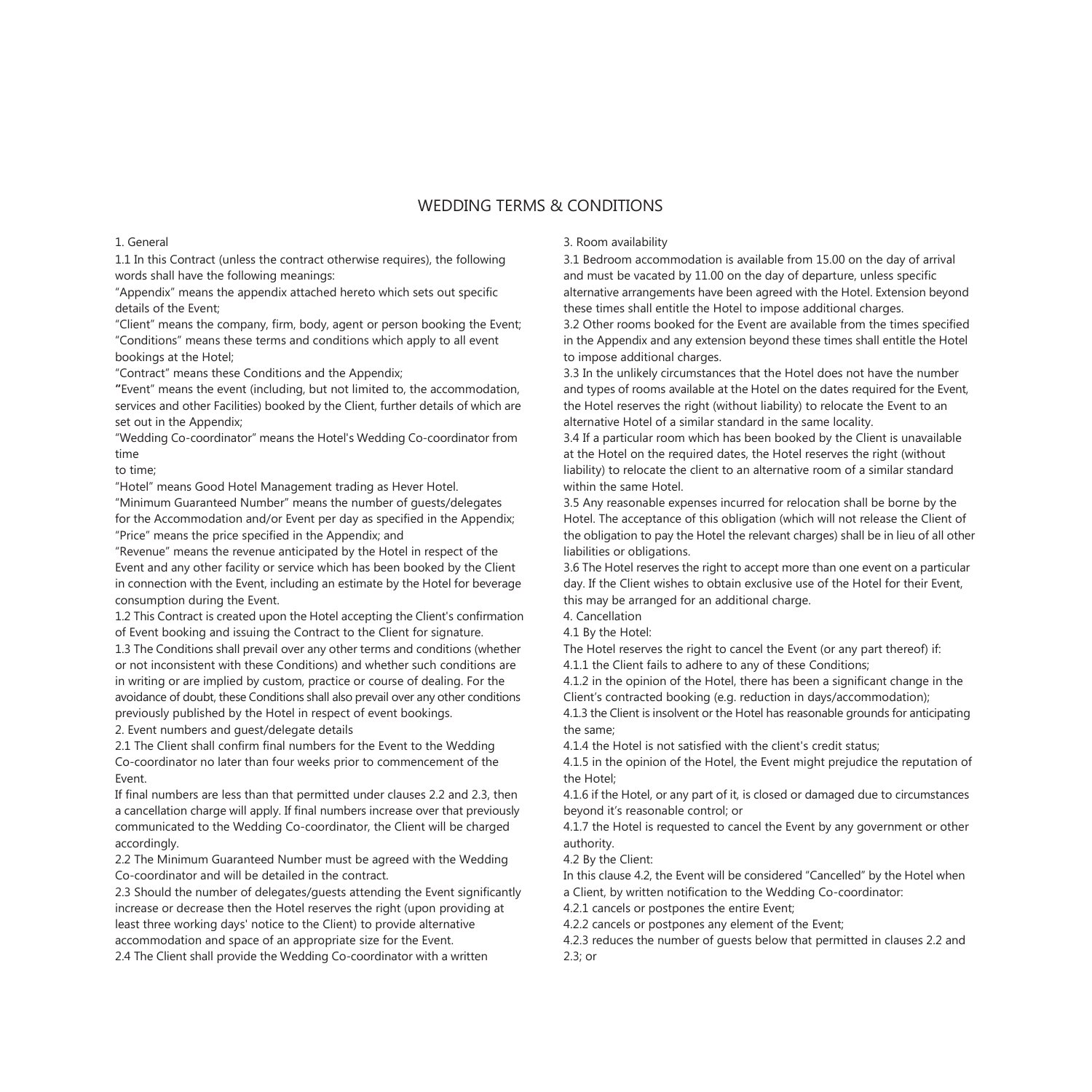# WEDDING TERMS & CONDITIONS

1. General

1.1 In this Contract (unless the contract otherwise requires), the following words shall have the following meanings:

"Appendix" means the appendix attached hereto which sets out specific details of the Event;

"Client" means the company, firm, body, agent or person booking the Event;

"Conditions" means these terms and conditions which apply to all event bookings at the Hotel;

"Contract" means these Conditions and the Appendix;

**"**Event" means the event (including, but not limited to, the accommodation, services and other Facilities) booked by the Client, further details of which are set out in the Appendix;

"Wedding Co-coordinator" means the Hotel's Wedding Co-coordinator from time
to time;

"Hotel" means Good Hotel Management trading as Hever Hotel.

"Minimum Guaranteed Number" means the number of guests/delegates for the Accommodation and/or Event per day as specified in the Appendix;

"Price" means the price specified in the Appendix; and

"Revenue" means the revenue anticipated by the Hotel in respect of the Event and any other facility or service which has been booked by the Client in connection with the Event, including an estimate by the Hotel for beverage consumption during the Event.

1.2 This Contract is created upon the Hotel accepting the Client's confirmation of Event booking and issuing the Contract to the Client for signature.

1.3 The Conditions shall prevail over any other terms and conditions (whether or not inconsistent with these Conditions) and whether such conditions are in writing or are implied by custom, practice or course of dealing. For the avoidance of doubt, these Conditions shall also prevail over any other conditions previously published by the Hotel in respect of event bookings.

2. Event numbers and guest/delegate details

2.1 The Client shall confirm final numbers for the Event to the Wedding Co-coordinator no later than four weeks prior to commencement of the Event.

If final numbers are less than that permitted under clauses 2.2 and 2.3, then a cancellation charge will apply. If final numbers increase over that previously communicated to the Wedding Co-coordinator, the Client will be charged accordingly.

2.2 The Minimum Guaranteed Number must be agreed with the Wedding Co-coordinator and will be detailed in the contract.

2.3 Should the number of delegates/guests attending the Event significantly increase or decrease then the Hotel reserves the right (upon providing at least three working days' notice to the Client) to provide alternative accommodation and space of an appropriate size for the Event.

2.4 The Client shall provide the Wedding Co-coordinator with a written

3. Room availability

3.1 Bedroom accommodation is available from 15.00 on the day of arrival and must be vacated by 11.00 on the day of departure, unless specific alternative arrangements have been agreed with the Hotel. Extension beyond these times shall entitle the Hotel to impose additional charges.

3.2 Other rooms booked for the Event are available from the times specified in the Appendix and any extension beyond these times shall entitle the Hotel to impose additional charges.

3.3 In the unlikely circumstances that the Hotel does not have the number and types of rooms available at the Hotel on the dates required for the Event, the Hotel reserves the right (without liability) to relocate the Event to an alternative Hotel of a similar standard in the same locality.

3.4 If a particular room which has been booked by the Client is unavailable at the Hotel on the required dates, the Hotel reserves the right (without liability) to relocate the client to an alternative room of a similar standard within the same Hotel.

3.5 Any reasonable expenses incurred for relocation shall be borne by the Hotel. The acceptance of this obligation (which will not release the Client of the obligation to pay the Hotel the relevant charges) shall be in lieu of all other liabilities or obligations.

3.6 The Hotel reserves the right to accept more than one event on a particular day. If the Client wishes to obtain exclusive use of the Hotel for their Event, this may be arranged for an additional charge.

4. Cancellation

4.1 By the Hotel:

The Hotel reserves the right to cancel the Event (or any part thereof) if:

4.1.1 the Client fails to adhere to any of these Conditions;

4.1.2 in the opinion of the Hotel, there has been a significant change in the Client's contracted booking (e.g. reduction in days/accommodation);

4.1.3 the Client is insolvent or the Hotel has reasonable grounds for anticipating the same;

4.1.4 the Hotel is not satisfied with the client's credit status;

4.1.5 in the opinion of the Hotel, the Event might prejudice the reputation of the Hotel;

4.1.6 if the Hotel, or any part of it, is closed or damaged due to circumstances beyond it's reasonable control; or

4.1.7 the Hotel is requested to cancel the Event by any government or other authority.

4.2 By the Client:

In this clause 4.2, the Event will be considered "Cancelled" by the Hotel when a Client, by written notification to the Wedding Co-coordinator:

4.2.1 cancels or postpones the entire Event;

4.2.2 cancels or postpones any element of the Event;

4.2.3 reduces the number of guests below that permitted in clauses 2.2 and 2.3; or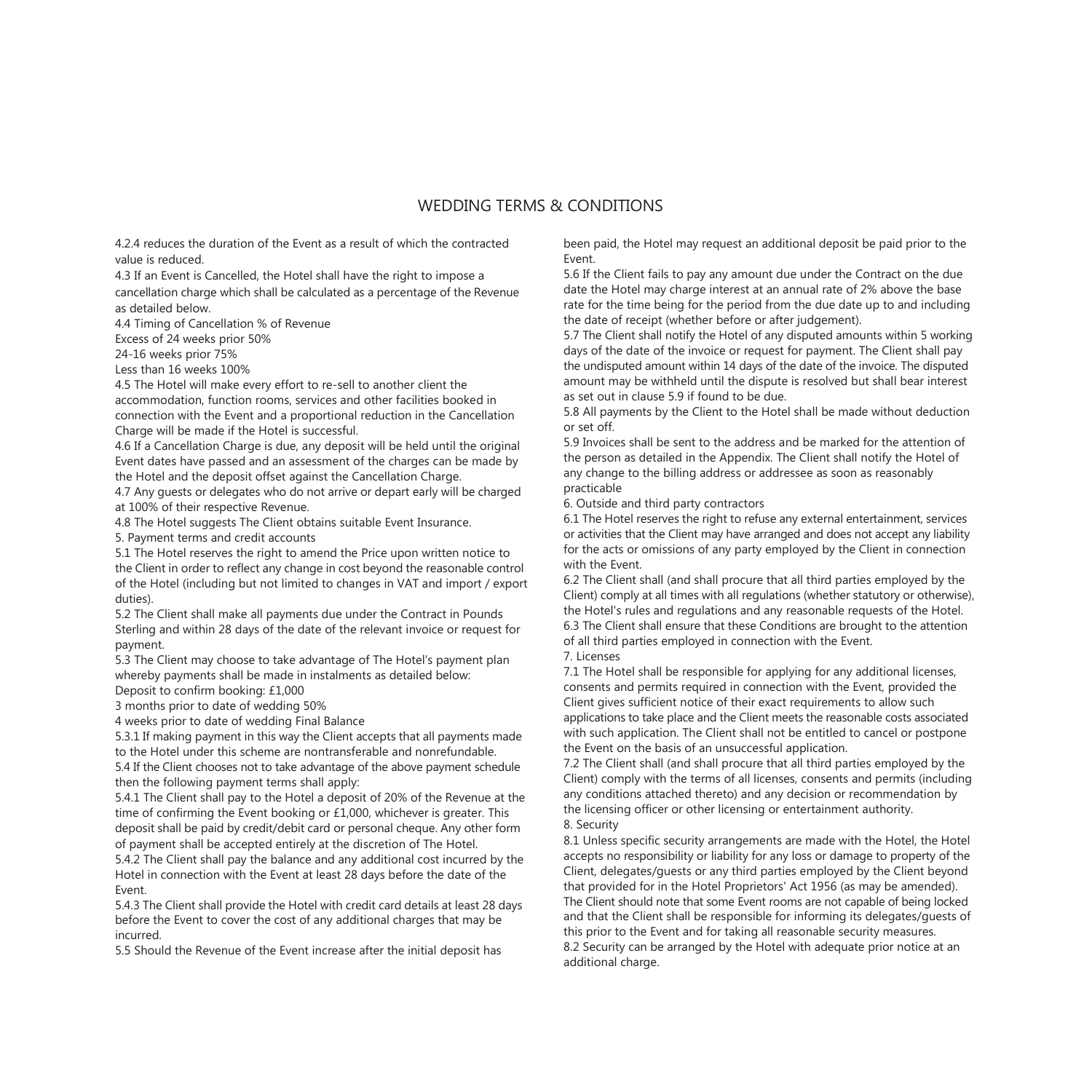# WEDDING TERMS & CONDITIONS

4.2.4 reduces the duration of the Event as a result of which the contracted value is reduced.

4.3 If an Event is Cancelled, the Hotel shall have the right to impose a cancellation charge which shall be calculated as a percentage of the Revenue as detailed below.

4.4 Timing of Cancellation % of Revenue

Excess of 24 weeks prior 50%

24-16 weeks prior 75%

Less than 16 weeks 100%

4.5 The Hotel will make every effort to re-sell to another client the accommodation, function rooms, services and other facilities booked in connection with the Event and a proportional reduction in the Cancellation Charge will be made if the Hotel is successful.

4.6 If a Cancellation Charge is due, any deposit will be held until the original Event dates have passed and an assessment of the charges can be made by the Hotel and the deposit offset against the Cancellation Charge.

4.7 Any guests or delegates who do not arrive or depart early will be charged at 100% of their respective Revenue.

4.8 The Hotel suggests The Client obtains suitable Event Insurance.

5. Payment terms and credit accounts

5.1 The Hotel reserves the right to amend the Price upon written notice to the Client in order to reflect any change in cost beyond the reasonable control of the Hotel (including but not limited to changes in VAT and import / export duties).

5.2 The Client shall make all payments due under the Contract in Pounds Sterling and within 28 days of the date of the relevant invoice or request for payment.

5.3 The Client may choose to take advantage of The Hotel's payment plan whereby payments shall be made in instalments as detailed below:

Deposit to confirm booking: £1,000

3 months prior to date of wedding 50%

4 weeks prior to date of wedding Final Balance

5.3.1 If making payment in this way the Client accepts that all payments made to the Hotel under this scheme are nontransferable and nonrefundable.

5.4 If the Client chooses not to take advantage of the above payment schedule then the following payment terms shall apply:

5.4.1 The Client shall pay to the Hotel a deposit of 20% of the Revenue at the time of confirming the Event booking or £1,000, whichever is greater. This deposit shall be paid by credit/debit card or personal cheque. Any other form of payment shall be accepted entirely at the discretion of The Hotel.

5.4.2 The Client shall pay the balance and any additional cost incurred by the Hotel in connection with the Event at least 28 days before the date of the Event.

5.4.3 The Client shall provide the Hotel with credit card details at least 28 days before the Event to cover the cost of any additional charges that may be incurred.

5.5 Should the Revenue of the Event increase after the initial deposit has been paid, the Hotel may request an additional deposit be paid prior to the Event.

5.6 If the Client fails to pay any amount due under the Contract on the due date the Hotel may charge interest at an annual rate of 2% above the base rate for the time being for the period from the due date up to and including the date of receipt (whether before or after judgement).

5.7 The Client shall notify the Hotel of any disputed amounts within 5 working days of the date of the invoice or request for payment. The Client shall pay the undisputed amount within 14 days of the date of the invoice. The disputed amount may be withheld until the dispute is resolved but shall bear interest as set out in clause 5.9 if found to be due.

5.8 All payments by the Client to the Hotel shall be made without deduction or set off.

5.9 Invoices shall be sent to the address and be marked for the attention of the person as detailed in the Appendix. The Client shall notify the Hotel of any change to the billing address or addressee as soon as reasonably practicable

6. Outside and third party contractors

6.1 The Hotel reserves the right to refuse any external entertainment, services or activities that the Client may have arranged and does not accept any liability for the acts or omissions of any party employed by the Client in connection with the Event.

6.2 The Client shall (and shall procure that all third parties employed by the Client) comply at all times with all regulations (whether statutory or otherwise), the Hotel's rules and regulations and any reasonable requests of the Hotel.

6.3 The Client shall ensure that these Conditions are brought to the attention of all third parties employed in connection with the Event.

7. Licenses

7.1 The Hotel shall be responsible for applying for any additional licenses, consents and permits required in connection with the Event, provided the Client gives sufficient notice of their exact requirements to allow such applications to take place and the Client meets the reasonable costs associated with such application. The Client shall not be entitled to cancel or postpone the Event on the basis of an unsuccessful application.

7.2 The Client shall (and shall procure that all third parties employed by the Client) comply with the terms of all licenses, consents and permits (including any conditions attached thereto) and any decision or recommendation by the licensing officer or other licensing or entertainment authority.

8. Security

8.1 Unless specific security arrangements are made with the Hotel, the Hotel accepts no responsibility or liability for any loss or damage to property of the Client, delegates/guests or any third parties employed by the Client beyond that provided for in the Hotel Proprietors' Act 1956 (as may be amended). The Client should note that some Event rooms are not capable of being locked and that the Client shall be responsible for informing its delegates/guests of this prior to the Event and for taking all reasonable security measures.

8.2 Security can be arranged by the Hotel with adequate prior notice at an additional charge.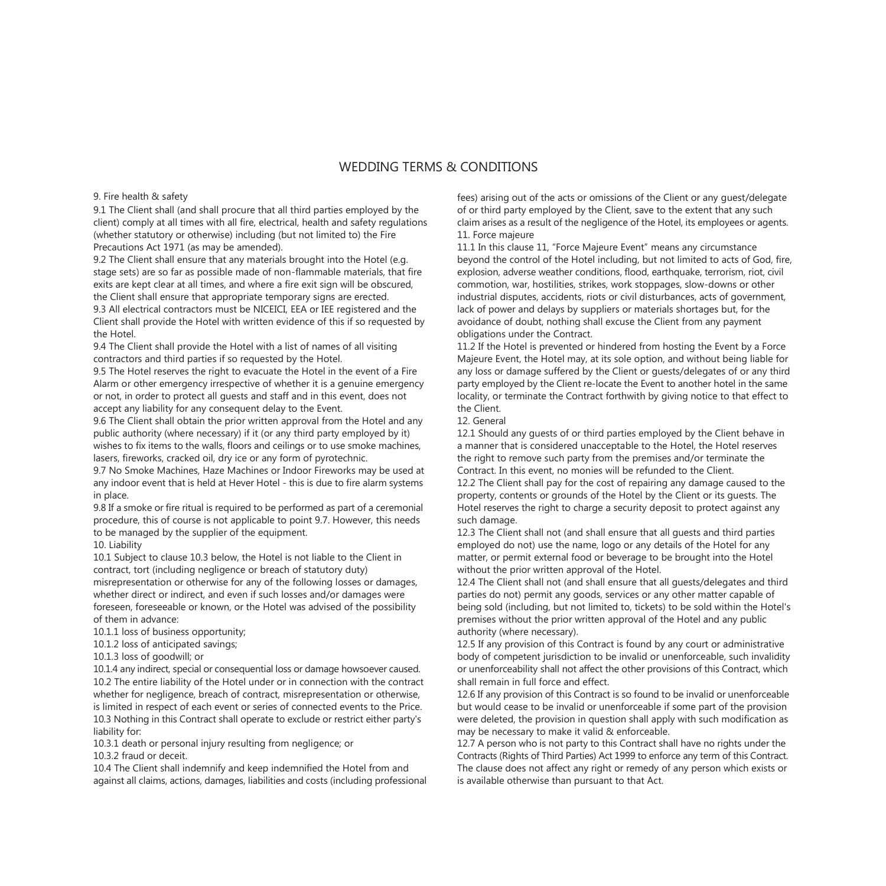# WEDDING TERMS & CONDITIONS

## 9. Fire health & safety

9.1 The Client shall (and shall procure that all third parties employed by the client) comply at all times with all fire, electrical, health and safety regulations (whether statutory or otherwise) including (but not limited to) the Fire Precautions Act 1971 (as may be amended).

9.2 The Client shall ensure that any materials brought into the Hotel (e.g. stage sets) are so far as possible made of non-flammable materials, that fire exits are kept clear at all times, and where a fire exit sign will be obscured, the Client shall ensure that appropriate temporary signs are erected.

9.3 All electrical contractors must be NICEICI, EEA or IEE registered and the Client shall provide the Hotel with written evidence of this if so requested by the Hotel.

9.4 The Client shall provide the Hotel with a list of names of all visiting contractors and third parties if so requested by the Hotel.

9.5 The Hotel reserves the right to evacuate the Hotel in the event of a Fire Alarm or other emergency irrespective of whether it is a genuine emergency or not, in order to protect all guests and staff and in this event, does not accept any liability for any consequent delay to the Event.

9.6 The Client shall obtain the prior written approval from the Hotel and any public authority (where necessary) if it (or any third party employed by it) wishes to fix items to the walls, floors and ceilings or to use smoke machines, lasers, fireworks, cracked oil, dry ice or any form of pyrotechnic.

9.7 No Smoke Machines, Haze Machines or Indoor Fireworks may be used at any indoor event that is held at Hever Hotel - this is due to fire alarm systems in place.

9.8 If a smoke or fire ritual is required to be performed as part of a ceremonial procedure, this of course is not applicable to point 9.7. However, this needs to be managed by the supplier of the equipment.

## 10. Liability

10.1 Subject to clause 10.3 below, the Hotel is not liable to the Client in contract, tort (including negligence or breach of statutory duty) misrepresentation or otherwise for any of the following losses or damages, whether direct or indirect, and even if such losses and/or damages were foreseen, foreseeable or known, or the Hotel was advised of the possibility of them in advance:

10.1.1 loss of business opportunity;

10.1.2 loss of anticipated savings;

10.1.3 loss of goodwill; or

10.1.4 any indirect, special or consequential loss or damage howsoever caused.

10.2 The entire liability of the Hotel under or in connection with the contract whether for negligence, breach of contract, misrepresentation or otherwise, is limited in respect of each event or series of connected events to the Price.

10.3 Nothing in this Contract shall operate to exclude or restrict either party's liability for:

10.3.1 death or personal injury resulting from negligence; or

10.3.2 fraud or deceit.

10.4 The Client shall indemnify and keep indemnified the Hotel from and against all claims, actions, damages, liabilities and costs (including professional fees) arising out of the acts or omissions of the Client or any guest/delegate of or third party employed by the Client, save to the extent that any such claim arises as a result of the negligence of the Hotel, its employees or agents.

## 11. Force majeure

11.1 In this clause 11, "Force Majeure Event" means any circumstance beyond the control of the Hotel including, but not limited to acts of God, fire, explosion, adverse weather conditions, flood, earthquake, terrorism, riot, civil commotion, war, hostilities, strikes, work stoppages, slow-downs or other industrial disputes, accidents, riots or civil disturbances, acts of government, lack of power and delays by suppliers or materials shortages but, for the avoidance of doubt, nothing shall excuse the Client from any payment obligations under the Contract.

11.2 If the Hotel is prevented or hindered from hosting the Event by a Force Majeure Event, the Hotel may, at its sole option, and without being liable for any loss or damage suffered by the Client or guests/delegates of or any third party employed by the Client re-locate the Event to another hotel in the same locality, or terminate the Contract forthwith by giving notice to that effect to the Client.

## 12. General

12.1 Should any guests of or third parties employed by the Client behave in a manner that is considered unacceptable to the Hotel, the Hotel reserves the right to remove such party from the premises and/or terminate the Contract. In this event, no monies will be refunded to the Client.

12.2 The Client shall pay for the cost of repairing any damage caused to the property, contents or grounds of the Hotel by the Client or its guests. The Hotel reserves the right to charge a security deposit to protect against any such damage.

12.3 The Client shall not (and shall ensure that all guests and third parties employed do not) use the name, logo or any details of the Hotel for any matter, or permit external food or beverage to be brought into the Hotel without the prior written approval of the Hotel.

12.4 The Client shall not (and shall ensure that all guests/delegates and third parties do not) permit any goods, services or any other matter capable of being sold (including, but not limited to, tickets) to be sold within the Hotel's premises without the prior written approval of the Hotel and any public authority (where necessary).

12.5 If any provision of this Contract is found by any court or administrative body of competent jurisdiction to be invalid or unenforceable, such invalidity or unenforceability shall not affect the other provisions of this Contract, which shall remain in full force and effect.

12.6 If any provision of this Contract is so found to be invalid or unenforceable but would cease to be invalid or unenforceable if some part of the provision were deleted, the provision in question shall apply with such modification as may be necessary to make it valid & enforceable.

12.7 A person who is not party to this Contract shall have no rights under the Contracts (Rights of Third Parties) Act 1999 to enforce any term of this Contract. The clause does not affect any right or remedy of any person which exists or is available otherwise than pursuant to that Act.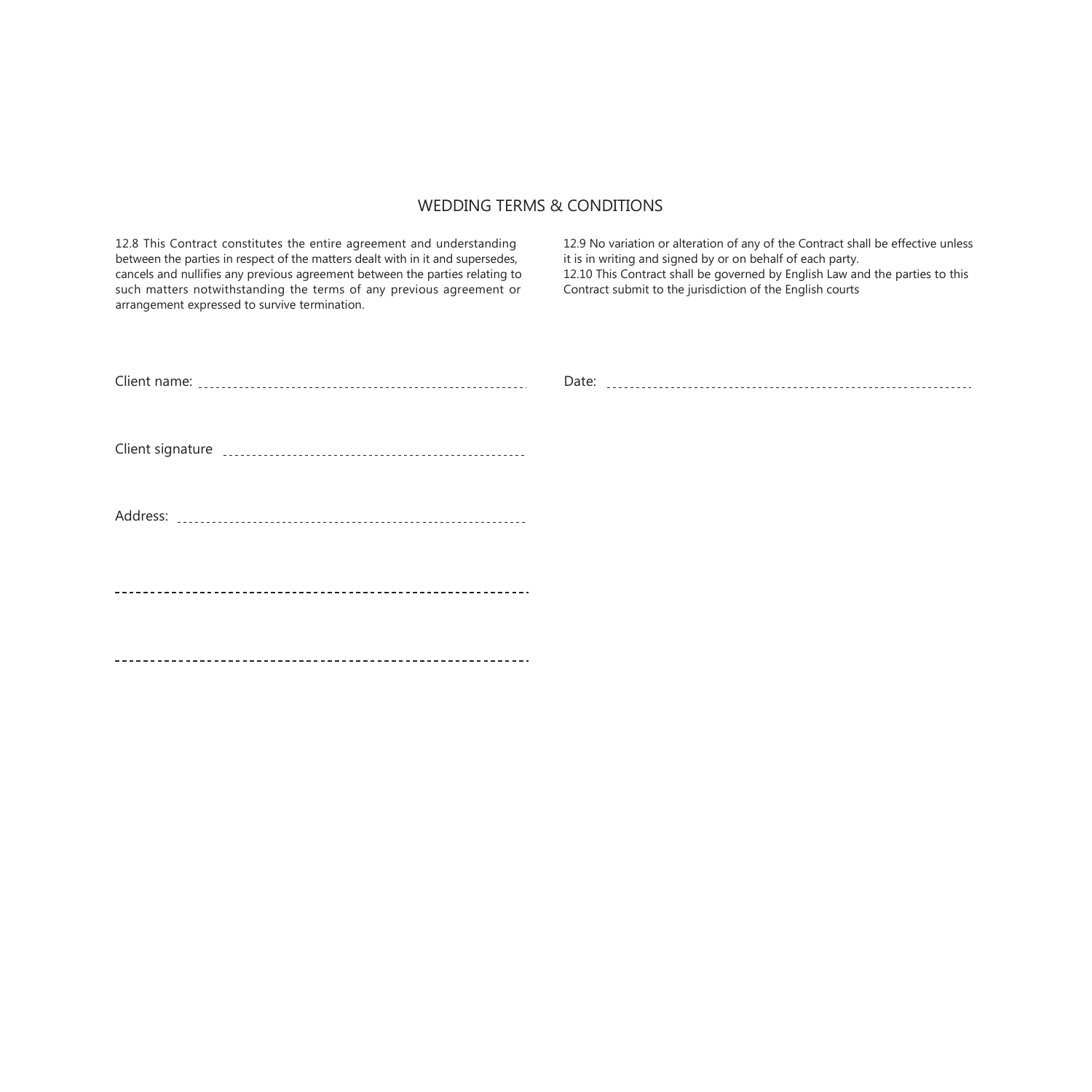## WEDDING TERMS & CONDITIONS

12.8 This Contract constitutes the entire agreement and understanding between the parties in respect of the matters dealt with in it and supersedes, cancels and nullifies any previous agreement between the parties relating to such matters notwithstanding the terms of any previous agreement or arrangement expressed to survive termination.

12.9 No variation or alteration of any of the Contract shall be effective unless it is in writing and signed by or on behalf of each party.

12.10 This Contract shall be governed by English Law and the parties to this Contract submit to the jurisdiction of the English courts

Client name: ------------------------------------------------------------

Date: ------------------------------------------------------------

Client signature ------------------------------------------------------------

Address: ------------------------------------------------------------

------------------------------------------------------------

------------------------------------------------------------